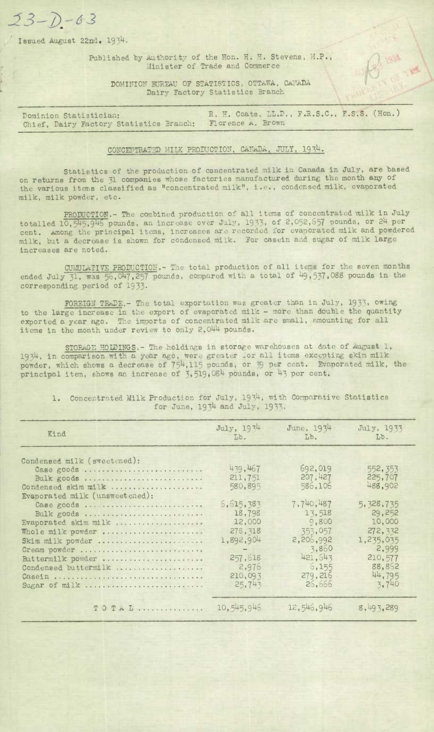23-D-63

Issued August 22nd, 1934.

Published by Authority of the Hon. H. H. Stevens, M.P.,
Minister of Trade and Commerce

DOMINION BUREAU OF STATISTICS, OTTAWA, CANADA
Dairy Factory Statistics Branch

Dominion Statistician: R. H. Coats, LL.D., F.R.S.C., F.S.S. (Hon.)
Chief, Dairy Factory Statistics Branch: Florence A. Brown

## CONCENTRATED MILK PRODUCTION, CANADA, JULY, 1934.

Statistics of the production of concentrated milk in Canada in July, are based on returns from the 31 companies whose factories manufactured during the month any of the various items classified as "concentrated milk", i.e., condensed milk, evaporated milk, milk powder, etc.

PRODUCTION.- The combined production of all items of concentrated milk in July totalled 10,545,946 pounds, an increase over July, 1933, of 2,052,657 pounds, or 24 per cent. Among the principal items, increases are recorded for evaporated milk and powdered milk, but a decrease is shown for condensed milk. For casein and sugar of milk large increases are noted.

CUMULATIVE PRODUCTION.- The total production of all items for the seven months ended July 31, was 56,047,257 pounds, compared with a total of 49,537,088 pounds in the corresponding period of 1933.

FOREIGN TRADE.- The total exportation was greater than in July, 1933, owing to the large increase in the export of evaporated milk - more than double the quantity exported a year ago. The imports of concentrated milk are small, amounting for all items in the month under review to only 2,044 pounds.

STORAGE HOLDINGS.- The holdings in storage warehouses at date of August 1, 1934, in comparison with a year ago, were greater for all items excepting skim milk powder, which shows a decrease of 754,115 pounds, or 39 per cent. Evaporated milk, the principal item, shows an increase of 3,519,084 pounds, or 43 per cent.

1. Concentrated Milk Production for July, 1934, with Comparative Statistics for June, 1934 and July, 1933.

| Kind | July, 1934 Lb. | June, 1934 Lb. | July, 1933 Lb. |
|---|---|---|---|
| Condensed milk (sweetened): | | | |
| Case goods | 439,467 | 692,019 | 552,353 |
| Bulk goods | 211,751 | 207,427 | 225,707 |
| Condensed skim milk | 580,895 | 586,106 | 488,902 |
| Evaporated milk (unsweetened): | | | |
| Case goods | 6,615,383 | 7,740,487 | 5,328,735 |
| Bulk goods | 18,798 | 13,518 | 29,252 |
| Evaporated skim milk | 12,000 | 9,800 | 10,000 |
| Whole milk powder | 278,318 | 353,057 | 272,332 |
| Skim milk powder | 1,892,904 | 2,206,992 | 1,235,035 |
| Cream powder | - | 3,860 | 2,999 |
| Buttermilk powder | 257,618 | 421,643 | 210,577 |
| Condensed buttermilk | 2,976 | 6,155 | 88,862 |
| Casein | 210,093 | 279,216 | 44,795 |
| Sugar of milk | 25,743 | 26,666 | 3,740 |
| TOTAL | 10,545,946 | 12,546,946 | 8,493,289 |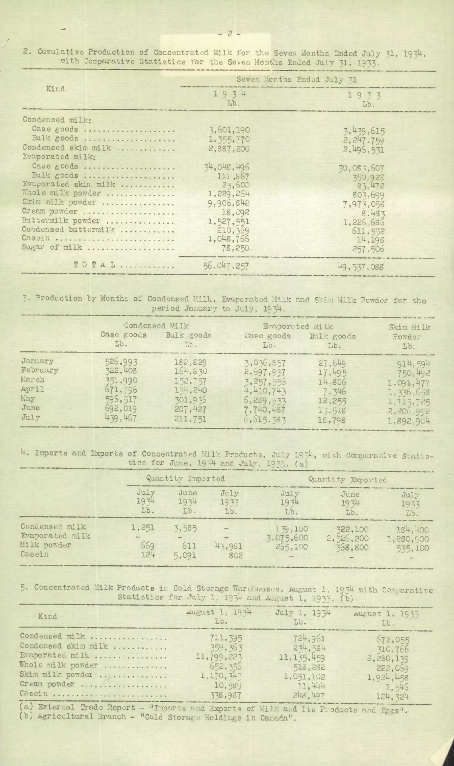2. Cumulative Production of Concentrated Milk for the Seven Months Ended July 31, 1934, with Comparative Statistics for the Seven Months Ended July 31, 1933.

| Kind | Seven Months Ended July 31 | |
|---|---|---|
| | 1934 Lb. | 1933 Lb. |
| Condensed milk: | | |
| Case goods | 3,601,190 | 3,439,615 |
| Bulk goods | 1,355,770 | 2,247,759 |
| Condensed skim milk | 2,887,200 | 2,496,531 |
| Evaporated milk: | | |
| Case goods | 34,048,496 | 30,083,607 |
| Bulk goods | 111,867 | 359,922 |
| Evaporated skim milk | 23,600 | 23,472 |
| Whole milk powder | 1,229,254 | 803,699 |
| Skim milk powder | 9,906,842 | 7,973,058 |
| Cream powder | 18,092 | 8,483 |
| Buttermilk powder | 1,527,551 | 1,226,686 |
| Condensed buttermilk | 210,369 | 611,552 |
| Casein | 1,048,766 | 14,198 |
| Sugar of milk | 78,250 | 257,506 |
| TOTAL | 56,047,257 | 49,537,088 |

3. Production by Months of Condensed Milk, Evaporated Milk and Skim Milk Powder for the period January to July, 1934.

| | Condensed Milk | | Evaporated Milk | | Skim Milk Powder |
|---|---|---|---|---|---|
| | Case goods Lb. | Bulk goods Lb. | Case goods Lb. | Bulk goods Lb. | Lb. |
| January | 526,993 | 182,829 | 3,036,857 | 27,649 | 914,594 |
| February | 322,408 | 164,830 | 2,697,937 | 17,495 | 750,492 |
| March | 351,990 | 152,757 | 3,257,556 | 14,806 | 1,091,477 |
| April | 671,796 | 134,240 | 4,410,743 | 7,346 | 1,336,658 |
| May | 596,517 | 301,936 | 6,289,533 | 12,255 | 1,713,785 |
| June | 692,019 | 207,427 | 7,740,487 | 13,518 | 2,206,992 |
| July | 439,467 | 211,751 | 6,615,383 | 18,798 | 1,892,904 |

4. Imports and Exports of Concentrated Milk Products, July 1934, with Comparative Statistics for June, 1934 and July, 1933. (a)

| | Quantity Imported | | | Quantity Exported | | |
|---|---|---|---|---|---|---|
| | July 1934 Lb. | June 1934 Lb. | July 1933 Lb. | July 1934 Lb. | June 1934 Lb. | July 1933 Lb. |
| Condensed milk | 1,251 | 3,585 | - | 139,100 | 322,100 | 184,400 |
| Evaporated milk | - | - | - | 3,075,600 | 2,526,200 | 1,280,900 |
| Milk powder | 569 | 611 | 43,981 | 255,100 | 368,800 | 535,100 |
| Casein | 124 | 5,091 | 802 | - | - | - |

5. Concentrated Milk Products in Cold Storage Warehouses, August 1, 1934 with Comparative Statistics for July 1, 1934 and August 1, 1933. (b)

| Kind | August 1, 1934 Lb. | July 1, 1934 Lb. | August 1, 1933 Lb. |
|---|---|---|---|
| Condensed milk | 711,395 | 724,961 | 672,055 |
| Condensed skim milk | 359,363 | 234,584 | 310,766 |
| Evaporated milk | 11,799,223 | 11,135,459 | 3,280,139 |
| Whole milk powder | 652,356 | 518,282 | 222,059 |
| Skim milk powder | 1,170,343 | 1,051,102 | 1,924,458 |
| Cream powder | 10,589 | 11,444 | 1,545 |
| Casein | 338,987 | 248,497 | 124,324 |

(a) External Trade Report - "Imports and Exports of Milk and Its Products and Eggs".
(b) Agricultural Branch - "Cold Storage Holdings in Canada".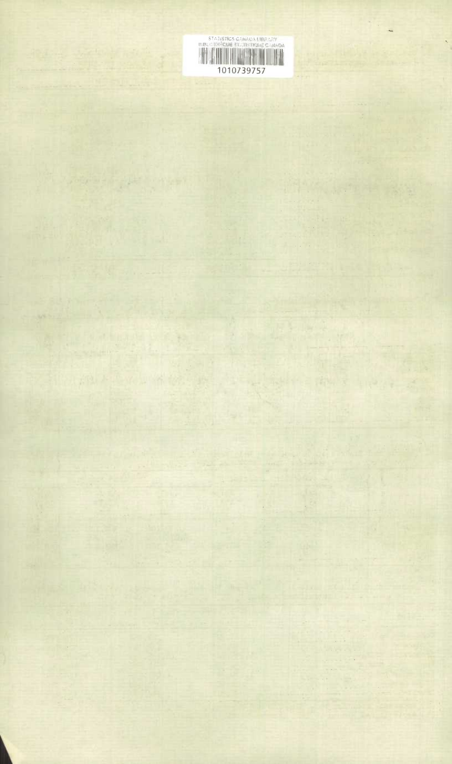STATISTICS CANADA LIBRARY
BIBLIOTHÈQUE STATISTIQUE CANADA

1010739757